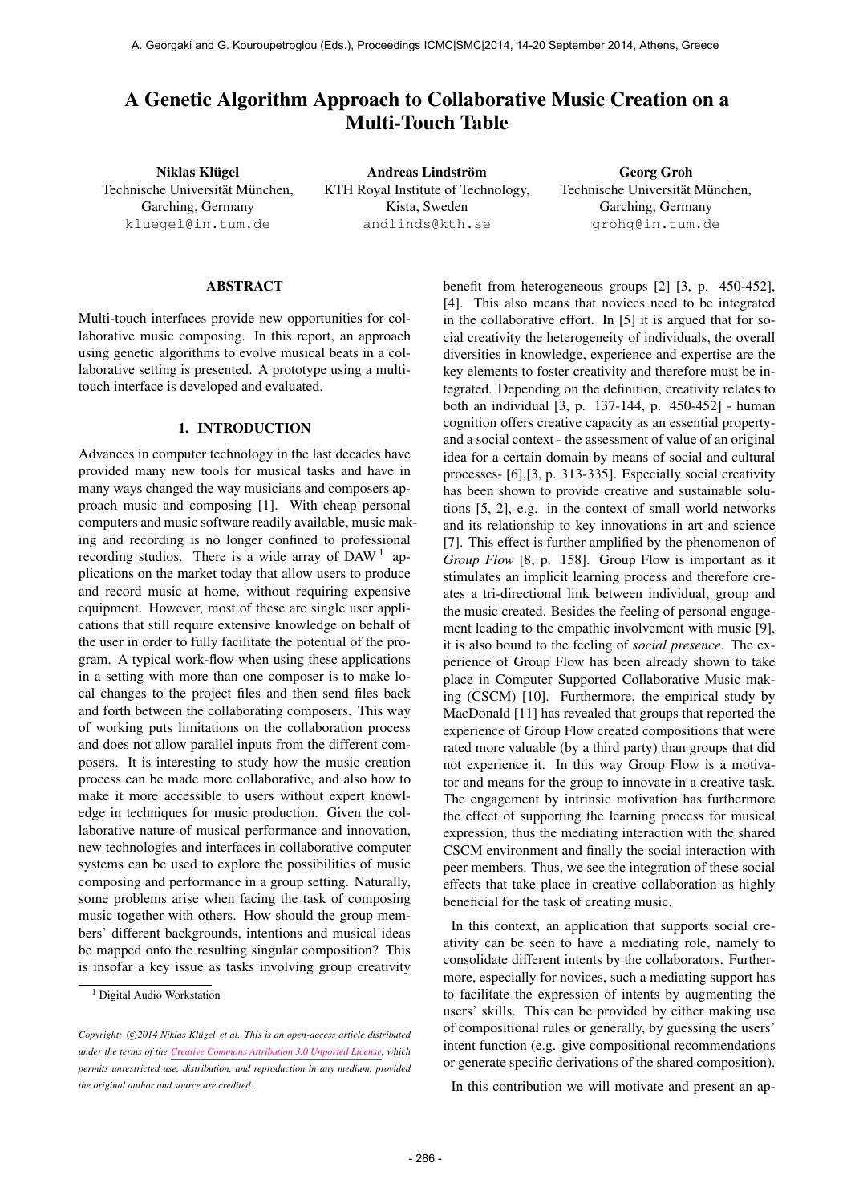# A Genetic Algorithm Approach to Collaborative Music Creation on a Multi-Touch Table

**Niklas Klügel**
Technische Universität München,
Garching, Germany
kluegel@in.tum.de

**Andreas Lindström**
KTH Royal Institute of Technology,
Kista, Sweden
andlinds@kth.se

**Georg Groh**
Technische Universität München,
Garching, Germany
grohg@in.tum.de

## ABSTRACT

Multi-touch interfaces provide new opportunities for collaborative music composing. In this report, an approach using genetic algorithms to evolve musical beats in a collaborative setting is presented. A prototype using a multi-touch interface is developed and evaluated.

## 1. INTRODUCTION

Advances in computer technology in the last decades have provided many new tools for musical tasks and have in many ways changed the way musicians and composers approach music and composing [1]. With cheap personal computers and music software readily available, music making and recording is no longer confined to professional recording studios. There is a wide array of DAW [1] applications on the market today that allow users to produce and record music at home, without requiring expensive equipment. However, most of these are single user applications that still require extensive knowledge on behalf of the user in order to fully facilitate the potential of the program. A typical work-flow when using these applications in a setting with more than one composer is to make local changes to the project files and then send files back and forth between the collaborating composers. This way of working puts limitations on the collaboration process and does not allow parallel inputs from the different composers. It is interesting to study how the music creation process can be made more collaborative, and also how to make it more accessible to users without expert knowledge in techniques for music production. Given the collaborative nature of musical performance and innovation, new technologies and interfaces in collaborative computer systems can be used to explore the possibilities of music composing and performance in a group setting. Naturally, some problems arise when facing the task of composing music together with others. How should the group members' different backgrounds, intentions and musical ideas be mapped onto the resulting singular composition? This is insofar a key issue as tasks involving group creativity benefit from heterogeneous groups [2] [3, p. 450-452], [4]. This also means that novices need to be integrated in the collaborative effort. In [5] it is argued that for social creativity the heterogeneity of individuals, the overall diversities in knowledge, experience and expertise are the key elements to foster creativity and therefore must be integrated. Depending on the definition, creativity relates to both an individual [3, p. 137-144, p. 450-452] - human cognition offers creative capacity as an essential property- and a social context - the assessment of value of an original idea for a certain domain by means of social and cultural processes- [6],[3, p. 313-335]. Especially social creativity has been shown to provide creative and sustainable solutions [5, 2], e.g. in the context of small world networks and its relationship to key innovations in art and science [7]. This effect is further amplified by the phenomenon of *Group Flow* [8, p. 158]. Group Flow is important as it stimulates an implicit learning process and therefore creates a tri-directional link between individual, group and the music created. Besides the feeling of personal engagement leading to the empathic involvement with music [9], it is also bound to the feeling of *social presence*. The experience of Group Flow has been already shown to take place in Computer Supported Collaborative Music making (CSCM) [10]. Furthermore, the empirical study by MacDonald [11] has revealed that groups that reported the experience of Group Flow created compositions that were rated more valuable (by a third party) than groups that did not experience it. In this way Group Flow is a motivator and means for the group to innovate in a creative task. The engagement by intrinsic motivation has furthermore the effect of supporting the learning process for musical expression, thus the mediating interaction with the shared CSCM environment and finally the social interaction with peer members. Thus, we see the integration of these social effects that take place in creative collaboration as highly beneficial for the task of creating music.

In this context, an application that supports social creativity can be seen to have a mediating role, namely to consolidate different intents by the collaborators. Furthermore, especially for novices, such a mediating support has to facilitate the expression of intents by augmenting the users' skills. This can be provided by either making use of compositional rules or generally, by guessing the users' intent function (e.g. give compositional recommendations or generate specific derivations of the shared composition).

In this contribution we will motivate and present an ap-

[1] Digital Audio Workstation

*Copyright: ©2014 Niklas Klügel et al. This is an open-access article distributed under the terms of the Creative Commons Attribution 3.0 Unported License, which permits unrestricted use, distribution, and reproduction in any medium, provided the original author and source are credited.*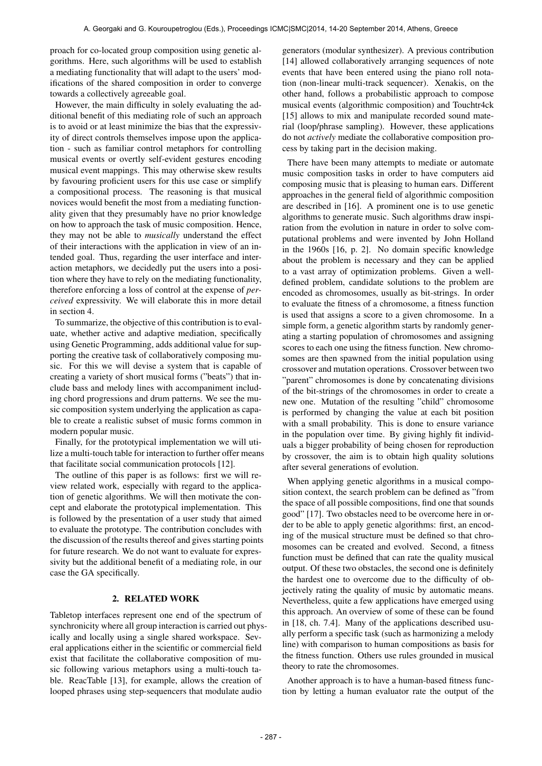proach for co-located group composition using genetic algorithms. Here, such algorithms will be used to establish a mediating functionality that will adapt to the users' modifications of the shared composition in order to converge towards a collectively agreeable goal.

However, the main difficulty in solely evaluating the additional benefit of this mediating role of such an approach is to avoid or at least minimize the bias that the expressivity of direct controls themselves impose upon the application - such as familiar control metaphors for controlling musical events or overtly self-evident gestures encoding musical event mappings. This may otherwise skew results by favouring proficient users for this use case or simplify a compositional process. The reasoning is that musical novices would benefit the most from a mediating functionality given that they presumably have no prior knowledge on how to approach the task of music composition. Hence, they may not be able to *musically* understand the effect of their interactions with the application in view of an intended goal. Thus, regarding the user interface and interaction metaphors, we decidedly put the users into a position where they have to rely on the mediating functionality, therefore enforcing a loss of control at the expense of *perceived* expressivity. We will elaborate this in more detail in section 4.

To summarize, the objective of this contribution is to evaluate, whether active and adaptive mediation, specifically using Genetic Programming, adds additional value for supporting the creative task of collaboratively composing music. For this we will devise a system that is capable of creating a variety of short musical forms ("beats") that include bass and melody lines with accompaniment including chord progressions and drum patterns. We see the music composition system underlying the application as capable to create a realistic subset of music forms common in modern popular music.

Finally, for the prototypical implementation we will utilize a multi-touch table for interaction to further offer means that facilitate social communication protocols [12].

The outline of this paper is as follows: first we will review related work, especially with regard to the application of genetic algorithms. We will then motivate the concept and elaborate the prototypical implementation. This is followed by the presentation of a user study that aimed to evaluate the prototype. The contribution concludes with the discussion of the results thereof and gives starting points for future research. We do not want to evaluate for expressivity but the additional benefit of a mediating role, in our case the GA specifically.

## 2. RELATED WORK

Tabletop interfaces represent one end of the spectrum of synchronicity where all group interaction is carried out physically and locally using a single shared workspace. Several applications either in the scientific or commercial field exist that facilitate the collaborative composition of music following various metaphors using a multi-touch table. ReacTable [13], for example, allows the creation of looped phrases using step-sequencers that modulate audio generators (modular synthesizer). A previous contribution [14] allowed collaboratively arranging sequences of note events that have been entered using the piano roll notation (non-linear multi-track sequencer). Xenakis, on the other hand, follows a probabilistic approach to compose musical events (algorithmic composition) and Touchtr4ck [15] allows to mix and manipulate recorded sound material (loop/phrase sampling). However, these applications do not *actively* mediate the collaborative composition process by taking part in the decision making.

There have been many attempts to mediate or automate music composition tasks in order to have computers aid composing music that is pleasing to human ears. Different approaches in the general field of algorithmic composition are described in [16]. A prominent one is to use genetic algorithms to generate music. Such algorithms draw inspiration from the evolution in nature in order to solve computational problems and were invented by John Holland in the 1960s [16, p. 2]. No domain specific knowledge about the problem is necessary and they can be applied to a vast array of optimization problems. Given a well-defined problem, candidate solutions to the problem are encoded as chromosomes, usually as bit-strings. In order to evaluate the fitness of a chromosome, a fitness function is used that assigns a score to a given chromosome. In a simple form, a genetic algorithm starts by randomly generating a starting population of chromosomes and assigning scores to each one using the fitness function. New chromosomes are then spawned from the initial population using crossover and mutation operations. Crossover between two "parent" chromosomes is done by concatenating divisions of the bit-strings of the chromosomes in order to create a new one. Mutation of the resulting "child" chromosome is performed by changing the value at each bit position with a small probability. This is done to ensure variance in the population over time. By giving highly fit individuals a bigger probability of being chosen for reproduction by crossover, the aim is to obtain high quality solutions after several generations of evolution.

When applying genetic algorithms in a musical composition context, the search problem can be defined as "from the space of all possible compositions, find one that sounds good" [17]. Two obstacles need to be overcome here in order to be able to apply genetic algorithms: first, an encoding of the musical structure must be defined so that chromosomes can be created and evolved. Second, a fitness function must be defined that can rate the quality musical output. Of these two obstacles, the second one is definitely the hardest one to overcome due to the difficulty of objectively rating the quality of music by automatic means. Nevertheless, quite a few applications have emerged using this approach. An overview of some of these can be found in [18, ch. 7.4]. Many of the applications described usually perform a specific task (such as harmonizing a melody line) with comparison to human compositions as basis for the fitness function. Others use rules grounded in musical theory to rate the chromosomes.

Another approach is to have a human-based fitness function by letting a human evaluator rate the output of the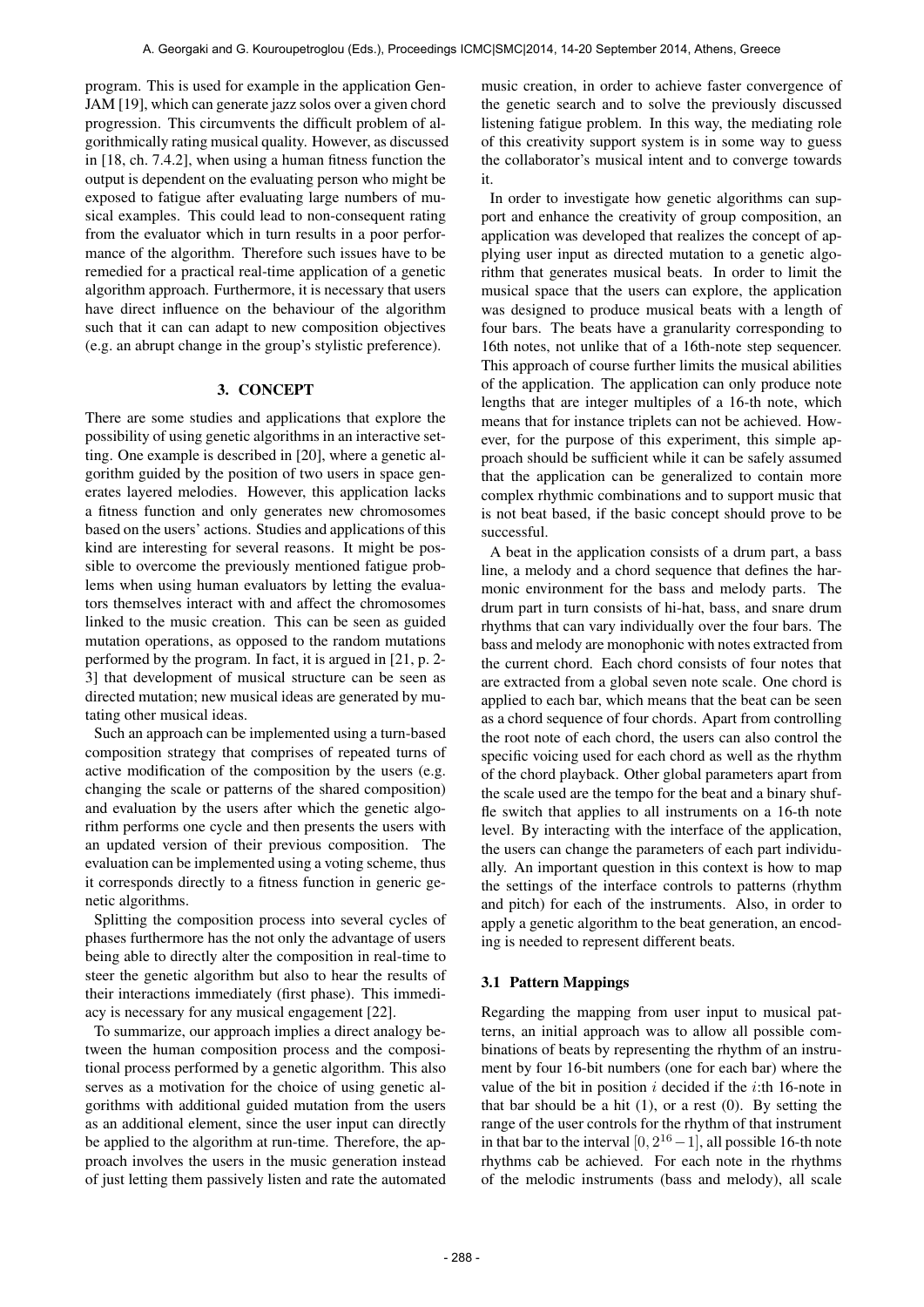program. This is used for example in the application GenJAM [19], which can generate jazz solos over a given chord progression. This circumvents the difficult problem of algorithmically rating musical quality. However, as discussed in [18, ch. 7.4.2], when using a human fitness function the output is dependent on the evaluating person who might be exposed to fatigue after evaluating large numbers of musical examples. This could lead to non-consequent rating from the evaluator which in turn results in a poor performance of the algorithm. Therefore such issues have to be remedied for a practical real-time application of a genetic algorithm approach. Furthermore, it is necessary that users have direct influence on the behaviour of the algorithm such that it can can adapt to new composition objectives (e.g. an abrupt change in the group's stylistic preference).

## 3. CONCEPT

There are some studies and applications that explore the possibility of using genetic algorithms in an interactive setting. One example is described in [20], where a genetic algorithm guided by the position of two users in space generates layered melodies. However, this application lacks a fitness function and only generates new chromosomes based on the users' actions. Studies and applications of this kind are interesting for several reasons. It might be possible to overcome the previously mentioned fatigue problems when using human evaluators by letting the evaluators themselves interact with and affect the chromosomes linked to the music creation. This can be seen as guided mutation operations, as opposed to the random mutations performed by the program. In fact, it is argued in [21, p. 2-3] that development of musical structure can be seen as directed mutation; new musical ideas are generated by mutating other musical ideas.

Such an approach can be implemented using a turn-based composition strategy that comprises of repeated turns of active modification of the composition by the users (e.g. changing the scale or patterns of the shared composition) and evaluation by the users after which the genetic algorithm performs one cycle and then presents the users with an updated version of their previous composition. The evaluation can be implemented using a voting scheme, thus it corresponds directly to a fitness function in generic genetic algorithms.

Splitting the composition process into several cycles of phases furthermore has the not only the advantage of users being able to directly alter the composition in real-time to steer the genetic algorithm but also to hear the results of their interactions immediately (first phase). This immediacy is necessary for any musical engagement [22].

To summarize, our approach implies a direct analogy between the human composition process and the compositional process performed by a genetic algorithm. This also serves as a motivation for the choice of using genetic algorithms with additional guided mutation from the users as an additional element, since the user input can directly be applied to the algorithm at run-time. Therefore, the approach involves the users in the music generation instead of just letting them passively listen and rate the automated music creation, in order to achieve faster convergence of the genetic search and to solve the previously discussed listening fatigue problem. In this way, the mediating role of this creativity support system is in some way to guess the collaborator's musical intent and to converge towards it.

In order to investigate how genetic algorithms can support and enhance the creativity of group composition, an application was developed that realizes the concept of applying user input as directed mutation to a genetic algorithm that generates musical beats. In order to limit the musical space that the users can explore, the application was designed to produce musical beats with a length of four bars. The beats have a granularity corresponding to 16th notes, not unlike that of a 16th-note step sequencer. This approach of course further limits the musical abilities of the application. The application can only produce note lengths that are integer multiples of a 16-th note, which means that for instance triplets can not be achieved. However, for the purpose of this experiment, this simple approach should be sufficient while it can be safely assumed that the application can be generalized to contain more complex rhythmic combinations and to support music that is not beat based, if the basic concept should prove to be successful.

A beat in the application consists of a drum part, a bass line, a melody and a chord sequence that defines the harmonic environment for the bass and melody parts. The drum part in turn consists of hi-hat, bass, and snare drum rhythms that can vary individually over the four bars. The bass and melody are monophonic with notes extracted from the current chord. Each chord consists of four notes that are extracted from a global seven note scale. One chord is applied to each bar, which means that the beat can be seen as a chord sequence of four chords. Apart from controlling the root note of each chord, the users can also control the specific voicing used for each chord as well as the rhythm of the chord playback. Other global parameters apart from the scale used are the tempo for the beat and a binary shuffle switch that applies to all instruments on a 16-th note level. By interacting with the interface of the application, the users can change the parameters of each part individually. An important question in this context is how to map the settings of the interface controls to patterns (rhythm and pitch) for each of the instruments. Also, in order to apply a genetic algorithm to the beat generation, an encoding is needed to represent different beats.

### 3.1 Pattern Mappings

Regarding the mapping from user input to musical patterns, an initial approach was to allow all possible combinations of beats by representing the rhythm of an instrument by four 16-bit numbers (one for each bar) where the value of the bit in position $i$ decided if the $i$:th 16-note in that bar should be a hit (1), or a rest (0). By setting the range of the user controls for the rhythm of that instrument in that bar to the interval $[0, 2^{16} - 1]$, all possible 16-th note rhythms cab be achieved. For each note in the rhythms of the melodic instruments (bass and melody), all scale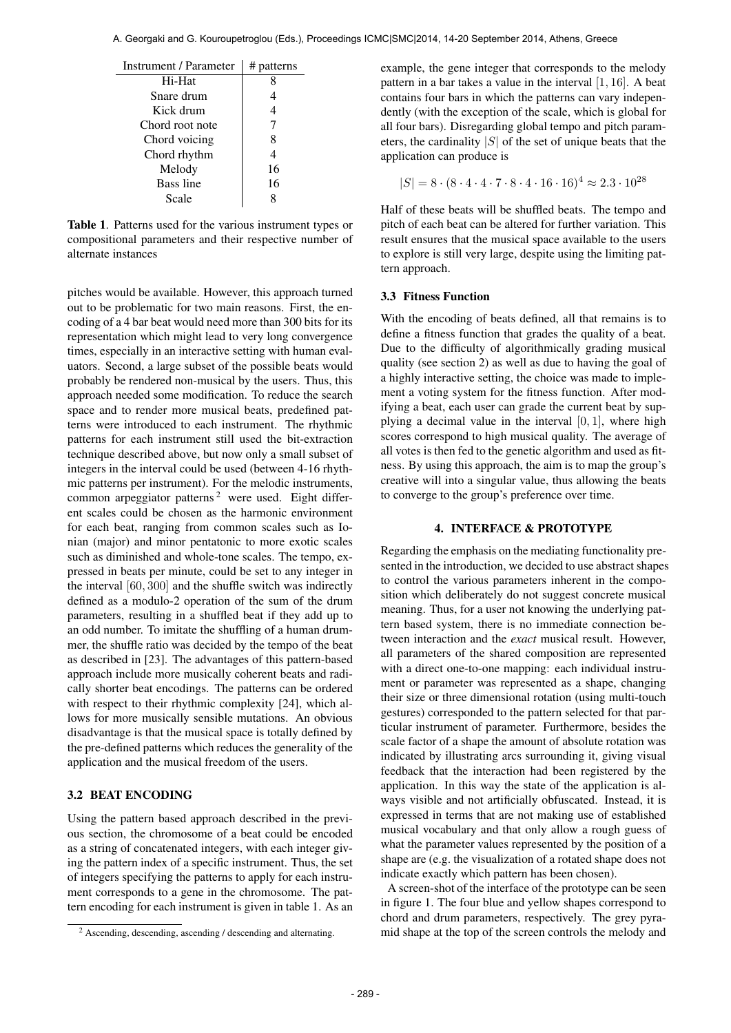| Instrument / Parameter | # patterns |
|---|---|
| Hi-Hat | 8 |
| Snare drum | 4 |
| Kick drum | 4 |
| Chord root note | 7 |
| Chord voicing | 8 |
| Chord rhythm | 4 |
| Melody | 16 |
| Bass line | 16 |
| Scale | 8 |

**Table 1**. Patterns used for the various instrument types or compositional parameters and their respective number of alternate instances

pitches would be available. However, this approach turned out to be problematic for two main reasons. First, the encoding of a 4 bar beat would need more than 300 bits for its representation which might lead to very long convergence times, especially in an interactive setting with human evaluators. Second, a large subset of the possible beats would probably be rendered non-musical by the users. Thus, this approach needed some modification. To reduce the search space and to render more musical beats, predefined patterns were introduced to each instrument. The rhythmic patterns for each instrument still used the bit-extraction technique described above, but now only a small subset of integers in the interval could be used (between 4-16 rhythmic patterns per instrument). For the melodic instruments, common arpeggiator patterns [2] were used. Eight different scales could be chosen as the harmonic environment for each beat, ranging from common scales such as Ionian (major) and minor pentatonic to more exotic scales such as diminished and whole-tone scales. The tempo, expressed in beats per minute, could be set to any integer in the interval $[60, 300]$ and the shuffle switch was indirectly defined as a modulo-2 operation of the sum of the drum parameters, resulting in a shuffled beat if they add up to an odd number. To imitate the shuffling of a human drummer, the shuffle ratio was decided by the tempo of the beat as described in [23]. The advantages of this pattern-based approach include more musically coherent beats and radically shorter beat encodings. The patterns can be ordered with respect to their rhythmic complexity [24], which allows for more musically sensible mutations. An obvious disadvantage is that the musical space is totally defined by the pre-defined patterns which reduces the generality of the application and the musical freedom of the users.

### 3.2 BEAT ENCODING

Using the pattern based approach described in the previous section, the chromosome of a beat could be encoded as a string of concatenated integers, with each integer giving the pattern index of a specific instrument. Thus, the set of integers specifying the patterns to apply for each instrument corresponds to a gene in the chromosome. The pattern encoding for each instrument is given in table 1. As an example, the gene integer that corresponds to the melody pattern in a bar takes a value in the interval $[1, 16]$. A beat contains four bars in which the patterns can vary independently (with the exception of the scale, which is global for all four bars). Disregarding global tempo and pitch parameters, the cardinality $|S|$ of the set of unique beats that the application can produce is

$$|S| = 8 \cdot (8 \cdot 4 \cdot 4 \cdot 7 \cdot 8 \cdot 4 \cdot 16 \cdot 16)^4 \approx 2.3 \cdot 10^{28}$$

Half of these beats will be shuffled beats. The tempo and pitch of each beat can be altered for further variation. This result ensures that the musical space available to the users to explore is still very large, despite using the limiting pattern approach.

### 3.3 Fitness Function

With the encoding of beats defined, all that remains is to define a fitness function that grades the quality of a beat. Due to the difficulty of algorithmically grading musical quality (see section 2) as well as due to having the goal of a highly interactive setting, the choice was made to implement a voting system for the fitness function. After modifying a beat, each user can grade the current beat by supplying a decimal value in the interval $[0, 1]$, where high scores correspond to high musical quality. The average of all votes is then fed to the genetic algorithm and used as fitness. By using this approach, the aim is to map the group's creative will into a singular value, thus allowing the beats to converge to the group's preference over time.

## 4. INTERFACE & PROTOTYPE

Regarding the emphasis on the mediating functionality presented in the introduction, we decided to use abstract shapes to control the various parameters inherent in the composition which deliberately do not suggest concrete musical meaning. Thus, for a user not knowing the underlying pattern based system, there is no immediate connection between interaction and the *exact* musical result. However, all parameters of the shared composition are represented with a direct one-to-one mapping: each individual instrument or parameter was represented as a shape, changing their size or three dimensional rotation (using multi-touch gestures) corresponded to the pattern selected for that particular instrument of parameter. Furthermore, besides the scale factor of a shape the amount of absolute rotation was indicated by illustrating arcs surrounding it, giving visual feedback that the interaction had been registered by the application. In this way the state of the application is always visible and not artificially obfuscated. Instead, it is expressed in terms that are not making use of established musical vocabulary and that only allow a rough guess of what the parameter values represented by the position of a shape are (e.g. the visualization of a rotated shape does not indicate exactly which pattern has been chosen).

A screen-shot of the interface of the prototype can be seen in figure 1. The four blue and yellow shapes correspond to chord and drum parameters, respectively. The grey pyramid shape at the top of the screen controls the melody and

[2] Ascending, descending, ascending / descending and alternating.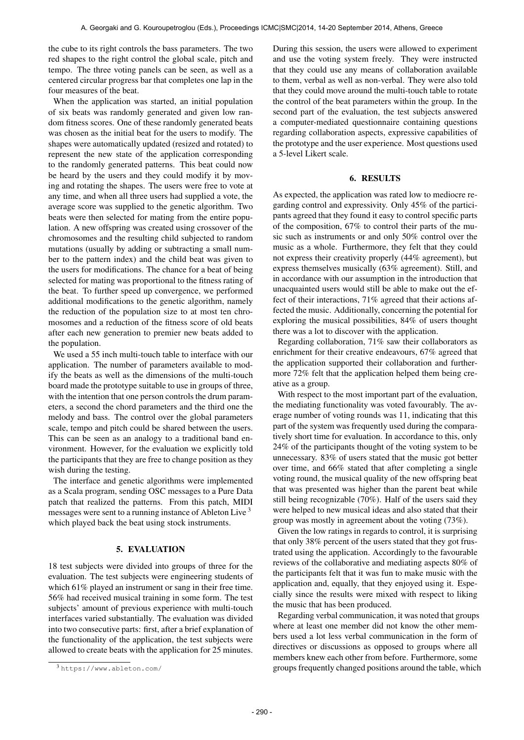the cube to its right controls the bass parameters. The two red shapes to the right control the global scale, pitch and tempo. The three voting panels can be seen, as well as a centered circular progress bar that completes one lap in the four measures of the beat.

When the application was started, an initial population of six beats was randomly generated and given low random fitness scores. One of these randomly generated beats was chosen as the initial beat for the users to modify. The shapes were automatically updated (resized and rotated) to represent the new state of the application corresponding to the randomly generated patterns. This beat could now be heard by the users and they could modify it by moving and rotating the shapes. The users were free to vote at any time, and when all three users had supplied a vote, the average score was supplied to the genetic algorithm. Two beats were then selected for mating from the entire population. A new offspring was created using crossover of the chromosomes and the resulting child subjected to random mutations (usually by adding or subtracting a small number to the pattern index) and the child beat was given to the users for modifications. The chance for a beat of being selected for mating was proportional to the fitness rating of the beat. To further speed up convergence, we performed additional modifications to the genetic algorithm, namely the reduction of the population size to at most ten chromosomes and a reduction of the fitness score of old beats after each new generation to premier new beats added to the population.

We used a 55 inch multi-touch table to interface with our application. The number of parameters available to modify the beats as well as the dimensions of the multi-touch board made the prototype suitable to use in groups of three, with the intention that one person controls the drum parameters, a second the chord parameters and the third one the melody and bass. The control over the global parameters scale, tempo and pitch could be shared between the users. This can be seen as an analogy to a traditional band environment. However, for the evaluation we explicitly told the participants that they are free to change position as they wish during the testing.

The interface and genetic algorithms were implemented as a Scala program, sending OSC messages to a Pure Data patch that realized the patterns. From this patch, MIDI messages were sent to a running instance of Ableton Live [3] which played back the beat using stock instruments.

## 5. EVALUATION

18 test subjects were divided into groups of three for the evaluation. The test subjects were engineering students of which 61% played an instrument or sang in their free time. 56% had received musical training in some form. The test subjects' amount of previous experience with multi-touch interfaces varied substantially. The evaluation was divided into two consecutive parts: first, after a brief explanation of the functionality of the application, the test subjects were allowed to create beats with the application for 25 minutes. During this session, the users were allowed to experiment and use the voting system freely. They were instructed that they could use any means of collaboration available to them, verbal as well as non-verbal. They were also told that they could move around the multi-touch table to rotate the control of the beat parameters within the group. In the second part of the evaluation, the test subjects answered a computer-mediated questionnaire containing questions regarding collaboration aspects, expressive capabilities of the prototype and the user experience. Most questions used a 5-level Likert scale.

## 6. RESULTS

As expected, the application was rated low to mediocre regarding control and expressivity. Only 45% of the participants agreed that they found it easy to control specific parts of the composition, 67% to control their parts of the music such as instruments or and only 50% control over the music as a whole. Furthermore, they felt that they could not express their creativity properly (44% agreement), but express themselves musically (63% agreement). Still, and in accordance with our assumption in the introduction that unacquainted users would still be able to make out the effect of their interactions, 71% agreed that their actions affected the music. Additionally, concerning the potential for exploring the musical possibilities, 84% of users thought there was a lot to discover with the application.

Regarding collaboration, 71% saw their collaborators as enrichment for their creative endeavours, 67% agreed that the application supported their collaboration and furthermore 72% felt that the application helped them being creative as a group.

With respect to the most important part of the evaluation, the mediating functionality was voted favourably. The average number of voting rounds was 11, indicating that this part of the system was frequently used during the comparatively short time for evaluation. In accordance to this, only 24% of the participants thought of the voting system to be unnecessary. 83% of users stated that the music got better over time, and 66% stated that after completing a single voting round, the musical quality of the new offspring beat that was presented was higher than the parent beat while still being recognizable (70%). Half of the users said they were helped to new musical ideas and also stated that their group was mostly in agreement about the voting (73%).

Given the low ratings in regards to control, it is surprising that only 38% percent of the users stated that they got frustrated using the application. Accordingly to the favourable reviews of the collaborative and mediating aspects 80% of the participants felt that it was fun to make music with the application and, equally, that they enjoyed using it. Especially since the results were mixed with respect to liking the music that has been produced.

Regarding verbal communication, it was noted that groups where at least one member did not know the other members used a lot less verbal communication in the form of directives or discussions as opposed to groups where all members knew each other from before. Furthermore, some groups frequently changed positions around the table, which

[3] https://www.ableton.com/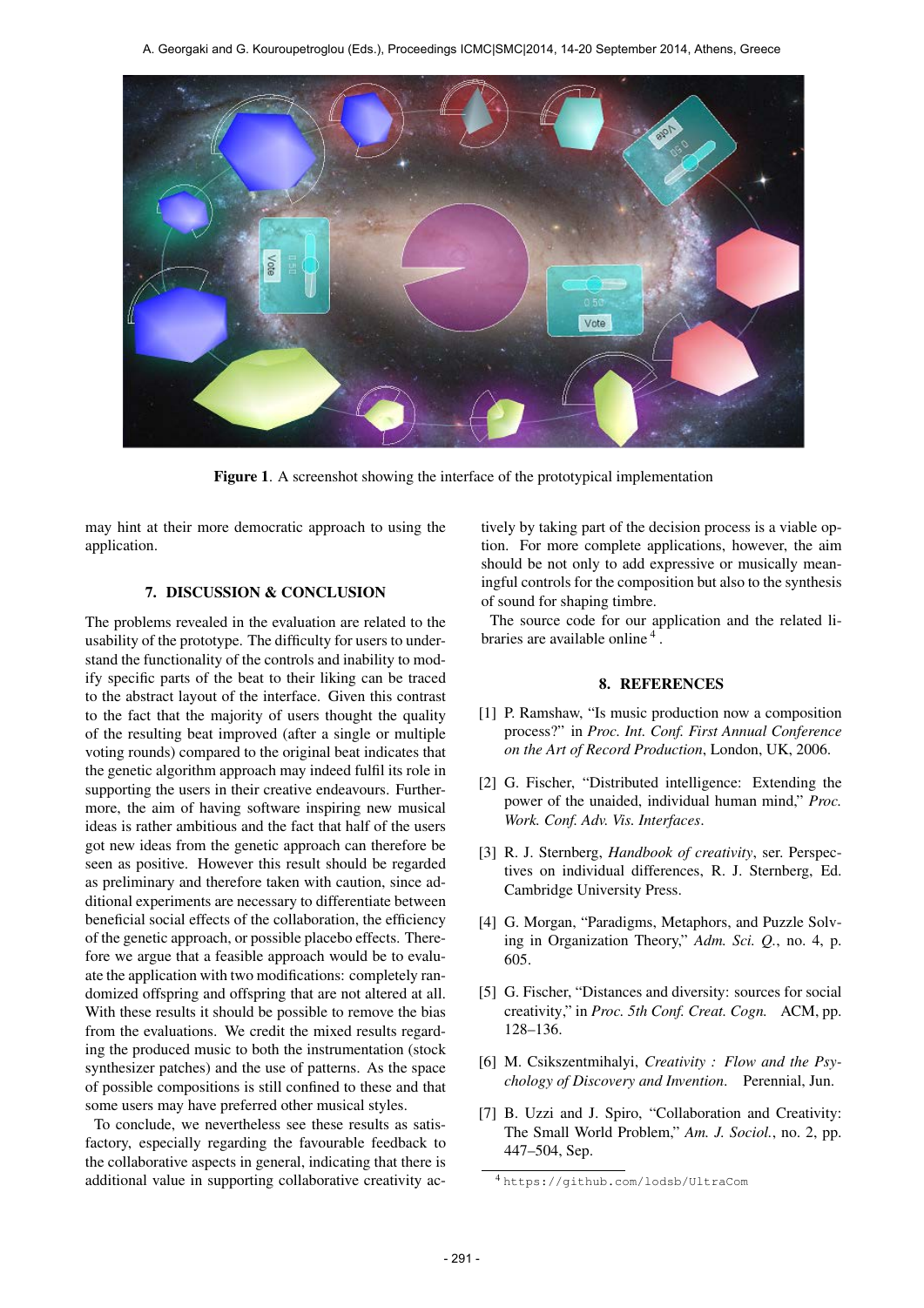**Figure 1**. A screenshot showing the interface of the prototypical implementation

may hint at their more democratic approach to using the application.

## 7. DISCUSSION & CONCLUSION

The problems revealed in the evaluation are related to the usability of the prototype. The difficulty for users to understand the functionality of the controls and inability to modify specific parts of the beat to their liking can be traced to the abstract layout of the interface. Given this contrast to the fact that the majority of users thought the quality of the resulting beat improved (after a single or multiple voting rounds) compared to the original beat indicates that the genetic algorithm approach may indeed fulfil its role in supporting the users in their creative endeavours. Furthermore, the aim of having software inspiring new musical ideas is rather ambitious and the fact that half of the users got new ideas from the genetic approach can therefore be seen as positive. However this result should be regarded as preliminary and therefore taken with caution, since additional experiments are necessary to differentiate between beneficial social effects of the collaboration, the efficiency of the genetic approach, or possible placebo effects. Therefore we argue that a feasible approach would be to evaluate the application with two modifications: completely randomized offspring and offspring that are not altered at all. With these results it should be possible to remove the bias from the evaluations. We credit the mixed results regarding the produced music to both the instrumentation (stock synthesizer patches) and the use of patterns. As the space of possible compositions is still confined to these and that some users may have preferred other musical styles.

To conclude, we nevertheless see these results as satisfactory, especially regarding the favourable feedback to the collaborative aspects in general, indicating that there is additional value in supporting collaborative creativity actively by taking part of the decision process is a viable option. For more complete applications, however, the aim should be not only to add expressive or musically meaningful controls for the composition but also to the synthesis of sound for shaping timbre.

The source code for our application and the related libraries are available online [4].

## 8. REFERENCES

[1] P. Ramshaw, "Is music production now a composition process?" in *Proc. Int. Conf. First Annual Conference on the Art of Record Production*, London, UK, 2006.

[2] G. Fischer, "Distributed intelligence: Extending the power of the unaided, individual human mind," *Proc. Work. Conf. Adv. Vis. Interfaces*.

[3] R. J. Sternberg, *Handbook of creativity*, ser. Perspectives on individual differences, R. J. Sternberg, Ed. Cambridge University Press.

[4] G. Morgan, "Paradigms, Metaphors, and Puzzle Solving in Organization Theory," *Adm. Sci. Q.*, no. 4, p. 605.

[5] G. Fischer, "Distances and diversity: sources for social creativity," in *Proc. 5th Conf. Creat. Cogn.* ACM, pp. 128–136.

[6] M. Csikszentmihalyi, *Creativity : Flow and the Psychology of Discovery and Invention*. Perennial, Jun.

[7] B. Uzzi and J. Spiro, "Collaboration and Creativity: The Small World Problem," *Am. J. Sociol.*, no. 2, pp. 447–504, Sep.

[4] https://github.com/lodsb/UltraCom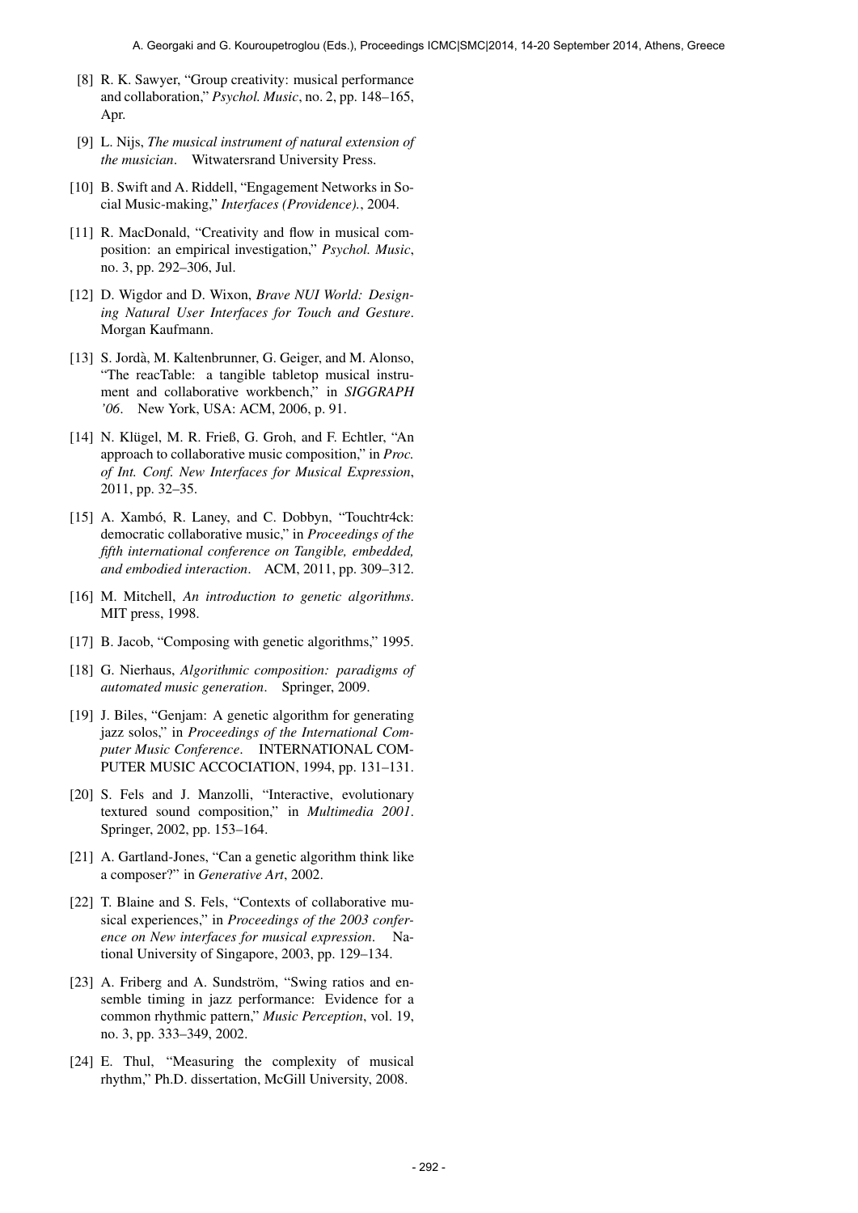[8] R. K. Sawyer, "Group creativity: musical performance and collaboration," *Psychol. Music*, no. 2, pp. 148–165, Apr.

[9] L. Nijs, *The musical instrument of natural extension of the musician*. Witwatersrand University Press.

[10] B. Swift and A. Riddell, "Engagement Networks in Social Music-making," *Interfaces (Providence).*, 2004.

[11] R. MacDonald, "Creativity and flow in musical composition: an empirical investigation," *Psychol. Music*, no. 3, pp. 292–306, Jul.

[12] D. Wigdor and D. Wixon, *Brave NUI World: Designing Natural User Interfaces for Touch and Gesture*. Morgan Kaufmann.

[13] S. Jordà, M. Kaltenbrunner, G. Geiger, and M. Alonso, "The reacTable: a tangible tabletop musical instrument and collaborative workbench," in *SIGGRAPH '06*. New York, USA: ACM, 2006, p. 91.

[14] N. Klügel, M. R. Frieß, G. Groh, and F. Echtler, "An approach to collaborative music composition," in *Proc. of Int. Conf. New Interfaces for Musical Expression*, 2011, pp. 32–35.

[15] A. Xambó, R. Laney, and C. Dobbyn, "Touchtr4ck: democratic collaborative music," in *Proceedings of the fifth international conference on Tangible, embedded, and embodied interaction*. ACM, 2011, pp. 309–312.

[16] M. Mitchell, *An introduction to genetic algorithms*. MIT press, 1998.

[17] B. Jacob, "Composing with genetic algorithms," 1995.

[18] G. Nierhaus, *Algorithmic composition: paradigms of automated music generation*. Springer, 2009.

[19] J. Biles, "Genjam: A genetic algorithm for generating jazz solos," in *Proceedings of the International Computer Music Conference*. INTERNATIONAL COMPUTER MUSIC ACCOCIATION, 1994, pp. 131–131.

[20] S. Fels and J. Manzolli, "Interactive, evolutionary textured sound composition," in *Multimedia 2001*. Springer, 2002, pp. 153–164.

[21] A. Gartland-Jones, "Can a genetic algorithm think like a composer?" in *Generative Art*, 2002.

[22] T. Blaine and S. Fels, "Contexts of collaborative musical experiences," in *Proceedings of the 2003 conference on New interfaces for musical expression*. National University of Singapore, 2003, pp. 129–134.

[23] A. Friberg and A. Sundström, "Swing ratios and ensemble timing in jazz performance: Evidence for a common rhythmic pattern," *Music Perception*, vol. 19, no. 3, pp. 333–349, 2002.

[24] E. Thul, "Measuring the complexity of musical rhythm," Ph.D. dissertation, McGill University, 2008.